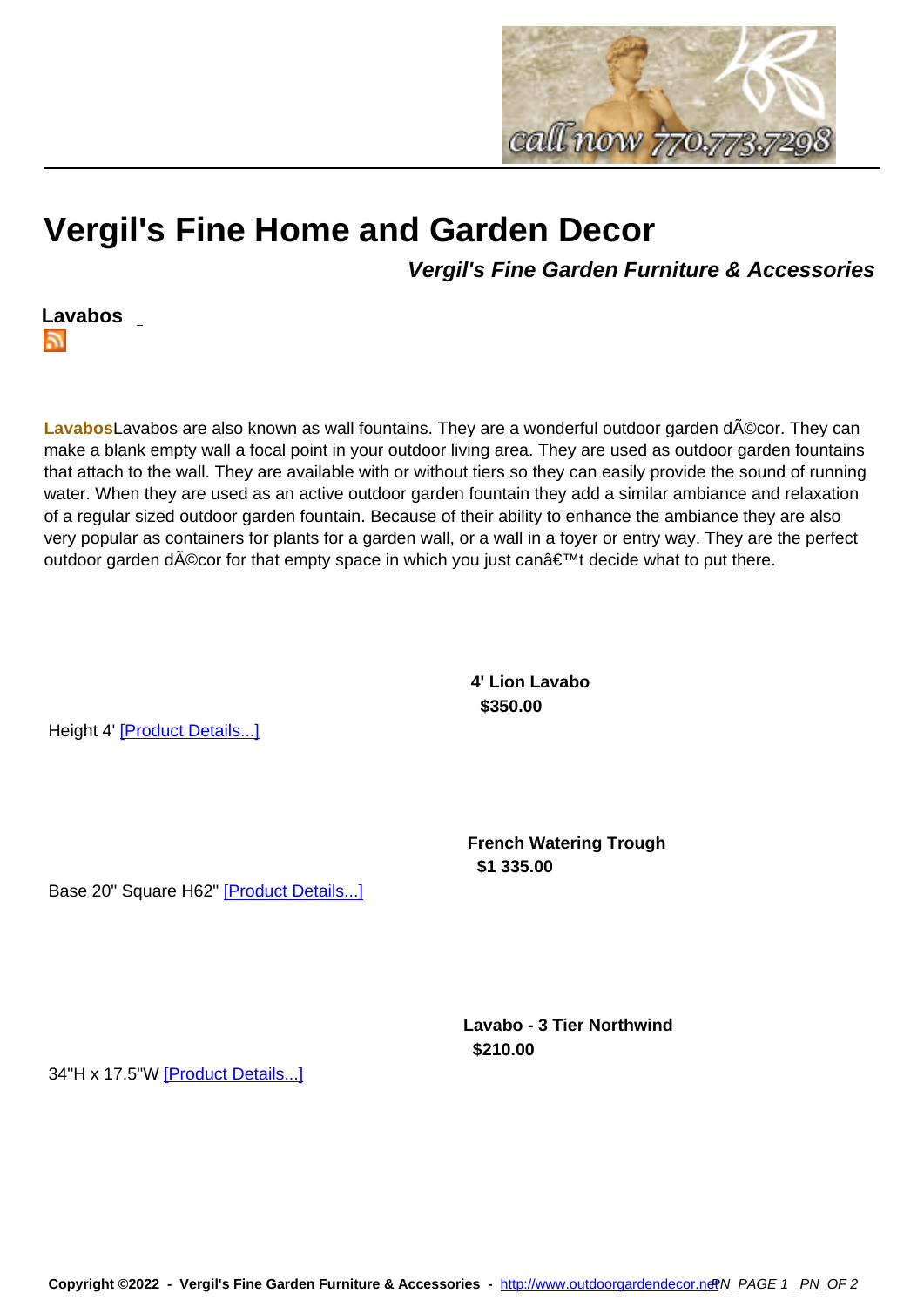# Vergil's Fine Home and Garden Decor

***Vergil's Fine Garden Furniture & Accessories***

**Lavabos**

**Lavabos**Lavabos are also known as wall fountains. They are a wonderful outdoor garden dÃ©cor. They can make a blank empty wall a focal point in your outdoor living area. They are used as outdoor garden fountains that attach to the wall. They are available with or without tiers so they can easily provide the sound of running water. When they are used as an active outdoor garden fountain they add a similar ambiance and relaxation of a regular sized outdoor garden fountain. Because of their ability to enhance the ambiance they are also very popular as containers for plants for a garden wall, or a wall in a foyer or entry way. They are the perfect outdoor garden dÃ©cor for that empty space in which you just canâ€™t decide what to put there.

**4' Lion Lavabo**

**$350.00**

Height 4' [Product Details...]

**French Watering Trough**

**$1 335.00**

Base 20" Square H62" [Product Details...]

**Lavabo - 3 Tier Northwind**

**$210.00**

34"H x 17.5"W [Product Details...]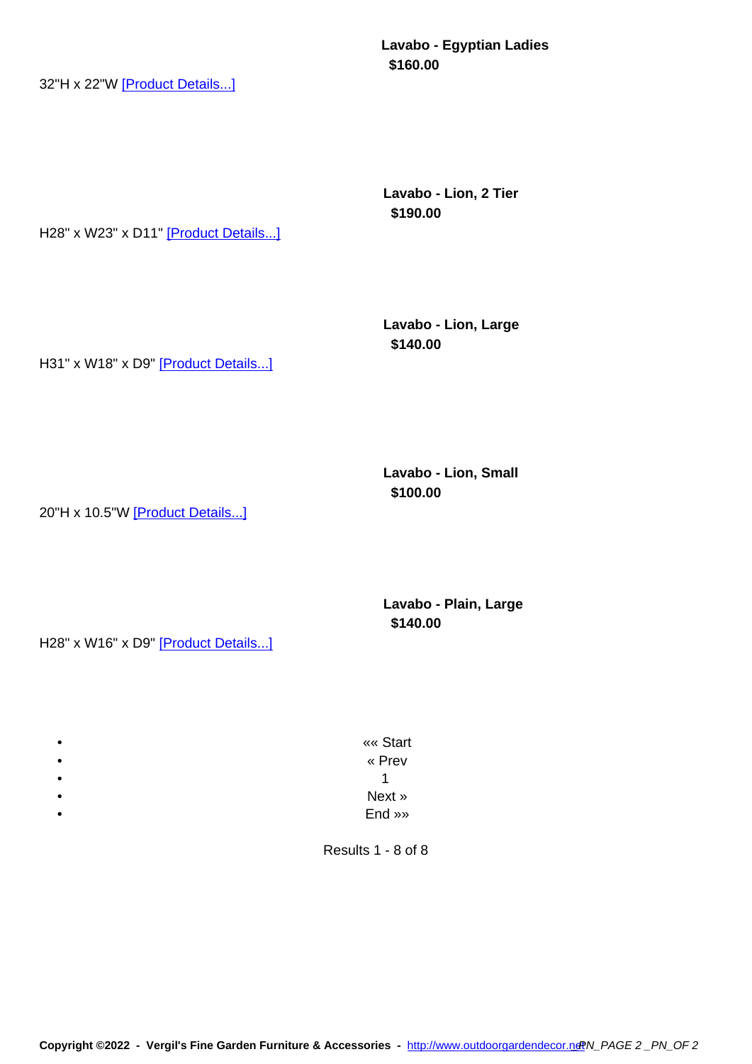**Lavabo - Egyptian Ladies**

**$160.00**

32"H x 22"W [Product Details...]

**Lavabo - Lion, 2 Tier**

**$190.00**

H28" x W23" x D11" [Product Details...]

**Lavabo - Lion, Large**

**$140.00**

H31" x W18" x D9" [Product Details...]

**Lavabo - Lion, Small**

**$100.00**

20"H x 10.5"W [Product Details...]

**Lavabo - Plain, Large**

**$140.00**

H28" x W16" x D9" [Product Details...]

- «« Start
- « Prev
- 1
- Next »
- End »»

Results 1 - 8 of 8